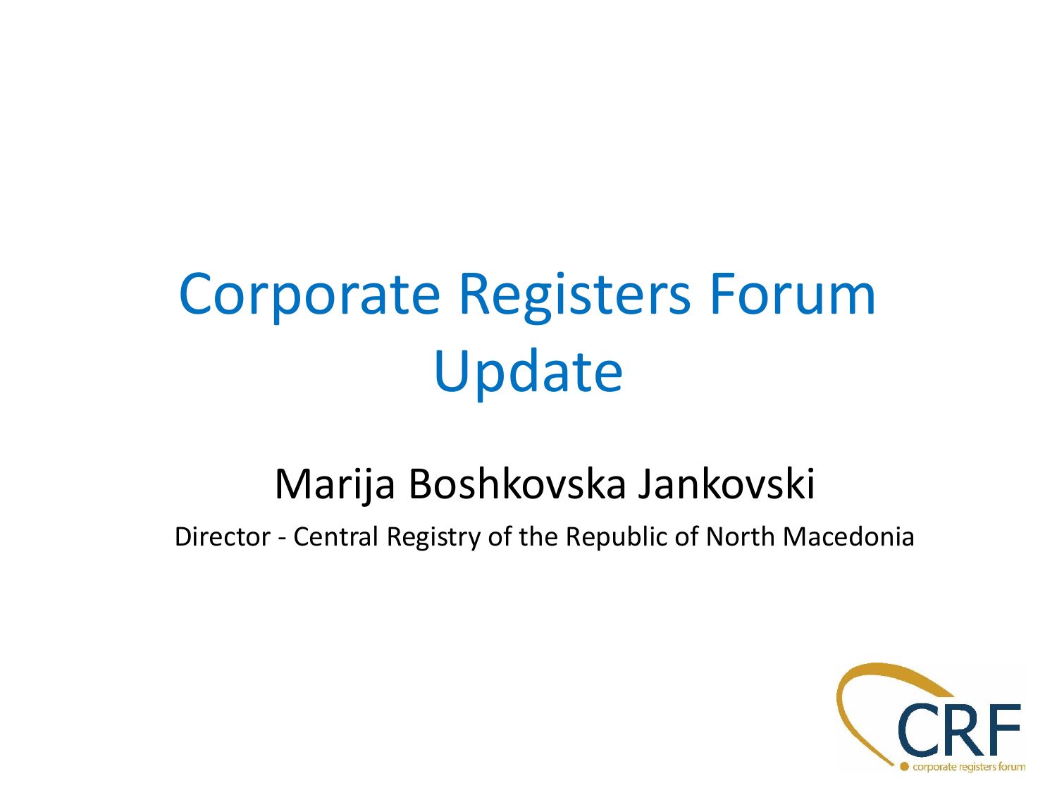# Corporate Registers Forum Update

## Marija Boshkovska Jankovski

Director - Central Registry of the Republic of North Macedonia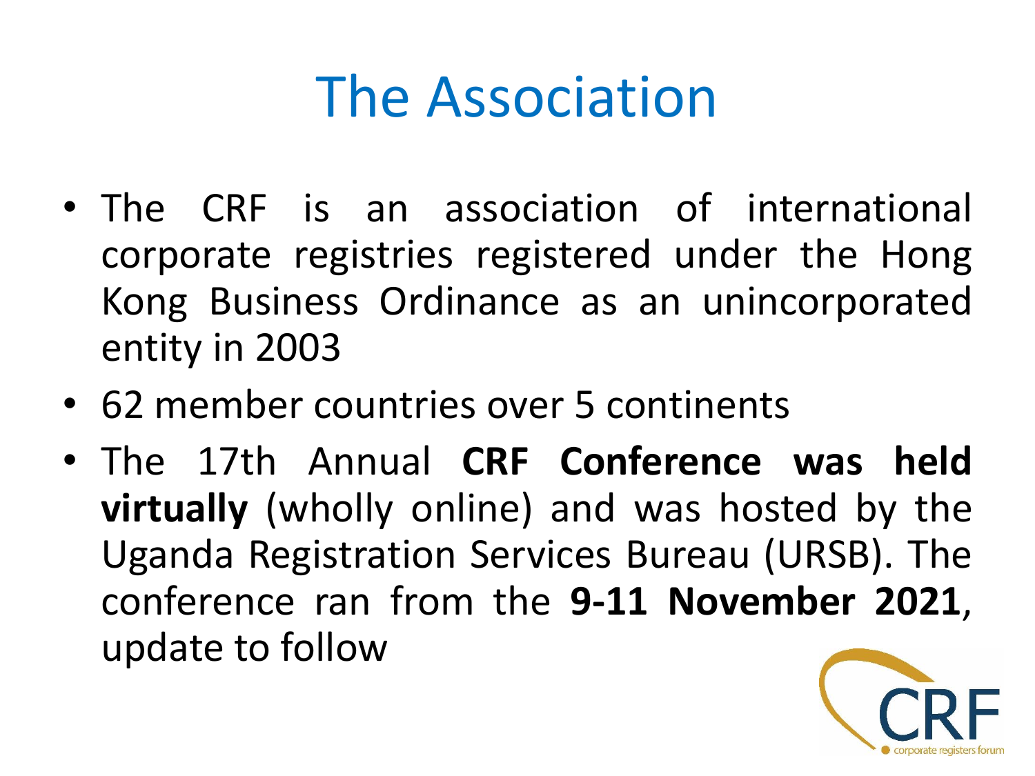# The Association

- The CRF is an association of international corporate registries registered under the Hong Kong Business Ordinance as an unincorporated entity in 2003
- 62 member countries over 5 continents
- The 17th Annual **CRF Conference was held virtually** (wholly online) and was hosted by the Uganda Registration Services Bureau (URSB). The conference ran from the **9-11 November 2021**, update to follow

CRF corporate registers forum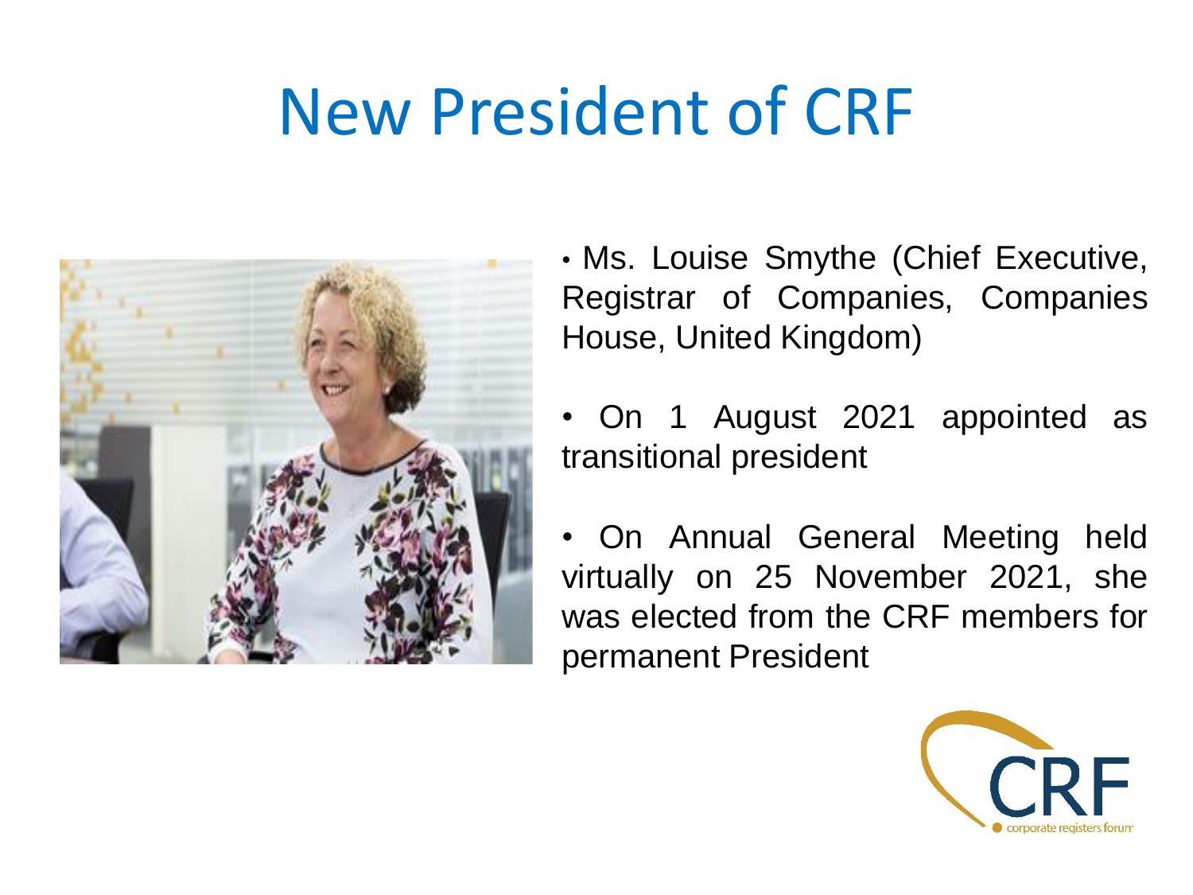# New President of CRF

- Ms. Louise Smythe (Chief Executive, Registrar of Companies, Companies House, United Kingdom)
- On 1 August 2021 appointed as transitional president
- On Annual General Meeting held virtually on 25 November 2021, she was elected from the CRF members for permanent President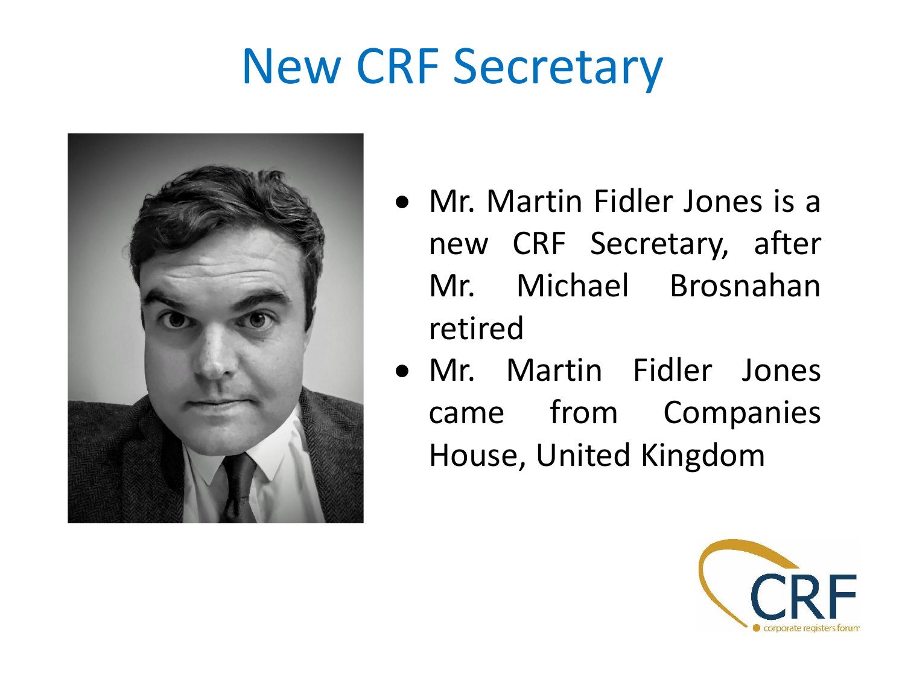# New CRF Secretary

- Mr. Martin Fidler Jones is a new CRF Secretary, after Mr. Michael Brosnahan retired
- Mr. Martin Fidler Jones came from Companies House, United Kingdom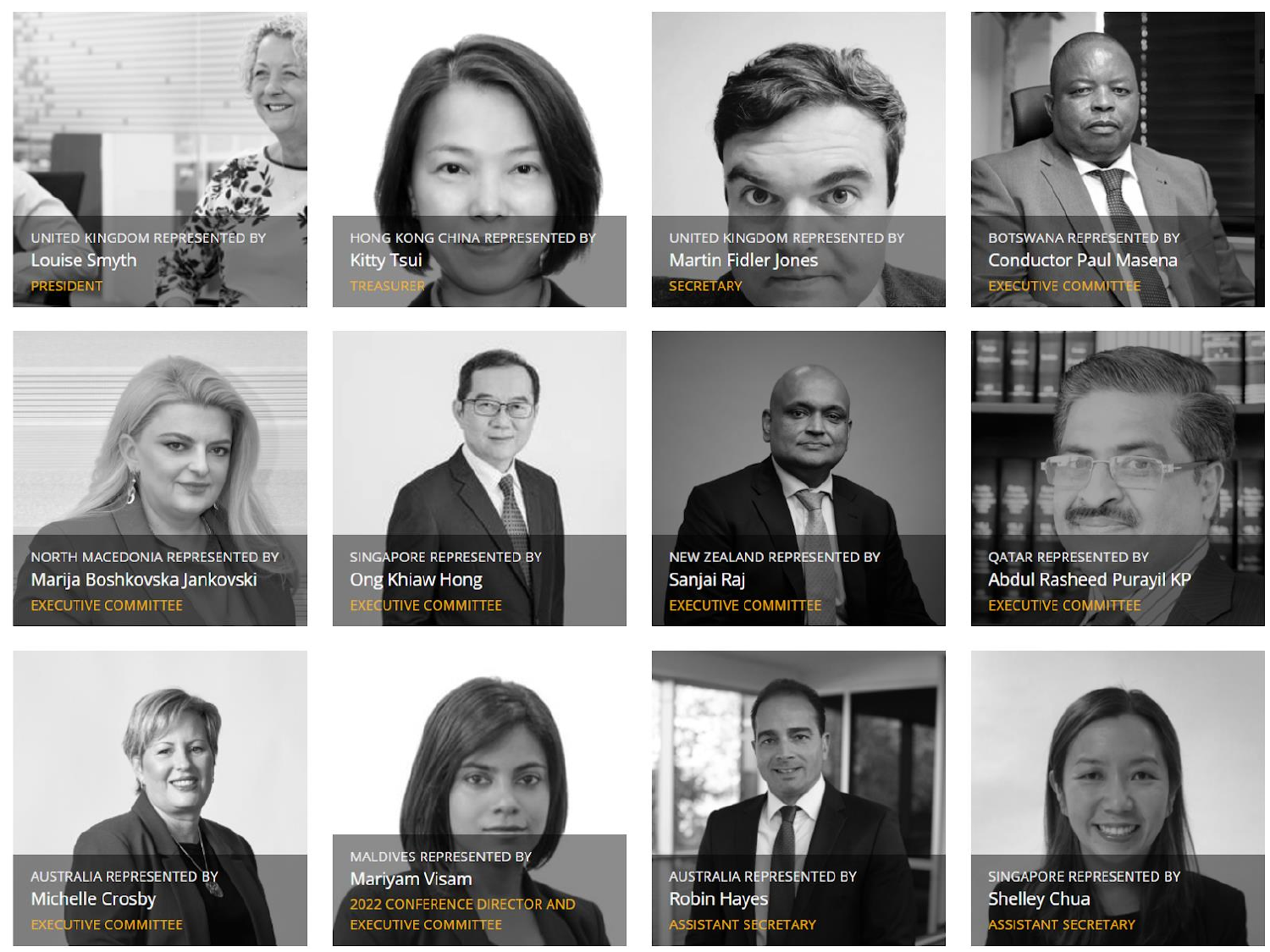UNITED KINGDOM REPRESENTED BY
Louise Smyth
PRESIDENT

HONG KONG CHINA REPRESENTED BY
Kitty Tsui
TREASURER

UNITED KINGDOM REPRESENTED BY
Martin Fidler Jones
SECRETARY

BOTSWANA REPRESENTED BY
Conductor Paul Masena
EXECUTIVE COMMITTEE

NORTH MACEDONIA REPRESENTED BY
Marija Boshkovska Jankovski
EXECUTIVE COMMITTEE

SINGAPORE REPRESENTED BY
Ong Khiaw Hong
EXECUTIVE COMMITTEE

NEW ZEALAND REPRESENTED BY
Sanjai Raj
EXECUTIVE COMMITTEE

QATAR REPRESENTED BY
Abdul Rasheed Purayil KP
EXECUTIVE COMMITTEE

AUSTRALIA REPRESENTED BY
Michelle Crosby
EXECUTIVE COMMITTEE

MALDIVES REPRESENTED BY
Mariyam Visam
2022 CONFERENCE DIRECTOR AND EXECUTIVE COMMITTEE

AUSTRALIA REPRESENTED BY
Robin Hayes
ASSISTANT SECRETARY

SINGAPORE REPRESENTED BY
Shelley Chua
ASSISTANT SECRETARY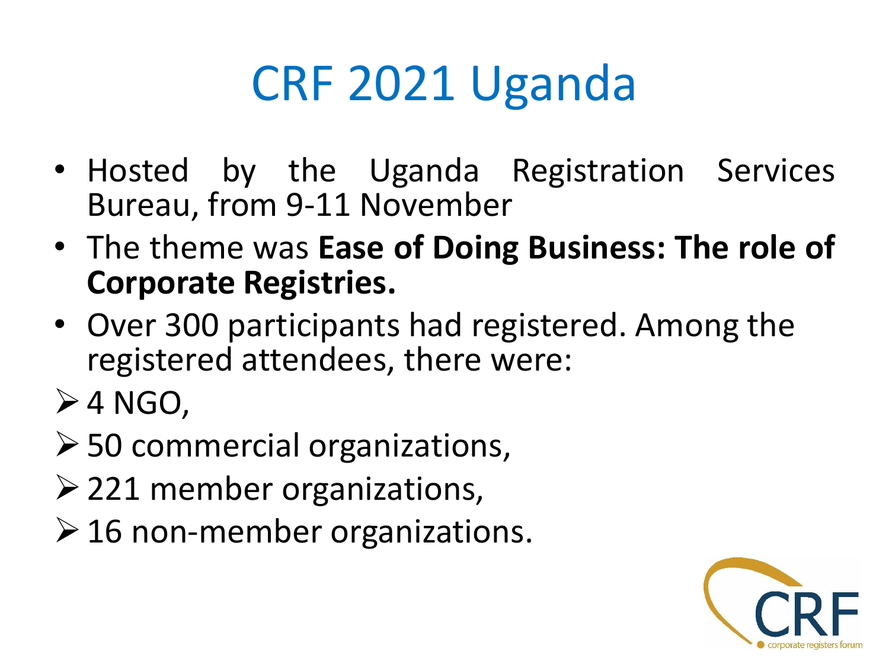# CRF 2021 Uganda

- Hosted by the Uganda Registration Services Bureau, from 9-11 November
- The theme was **Ease of Doing Business: The role of Corporate Registries.**
- Over 300 participants had registered. Among the registered attendees, there were:

- 4 NGO,
- 50 commercial organizations,
- 221 member organizations,
- 16 non-member organizations.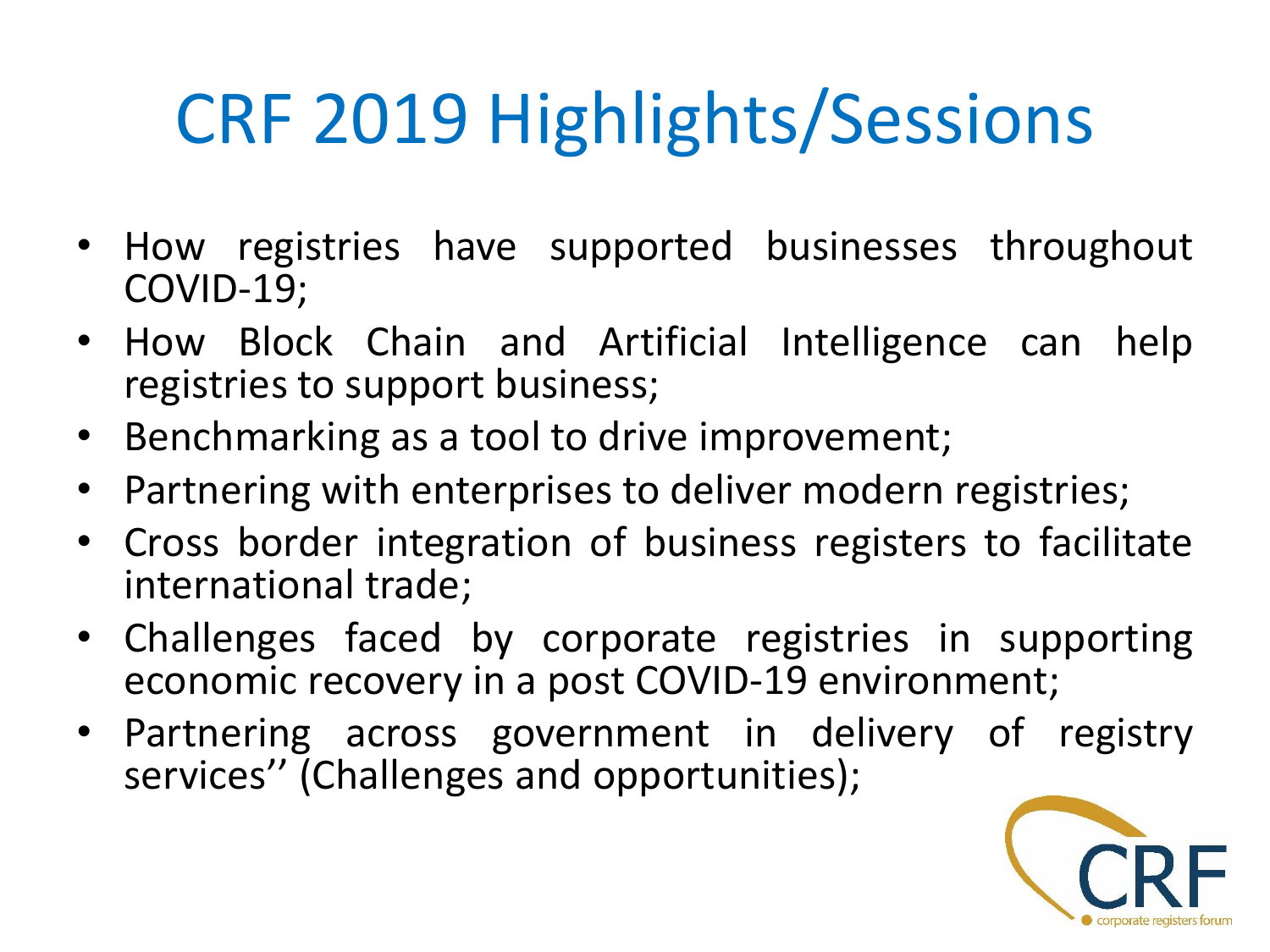# CRF 2019 Highlights/Sessions

- How registries have supported businesses throughout COVID-19;
- How Block Chain and Artificial Intelligence can help registries to support business;
- Benchmarking as a tool to drive improvement;
- Partnering with enterprises to deliver modern registries;
- Cross border integration of business registers to facilitate international trade;
- Challenges faced by corporate registries in supporting economic recovery in a post COVID-19 environment;
- Partnering across government in delivery of registry services'' (Challenges and opportunities);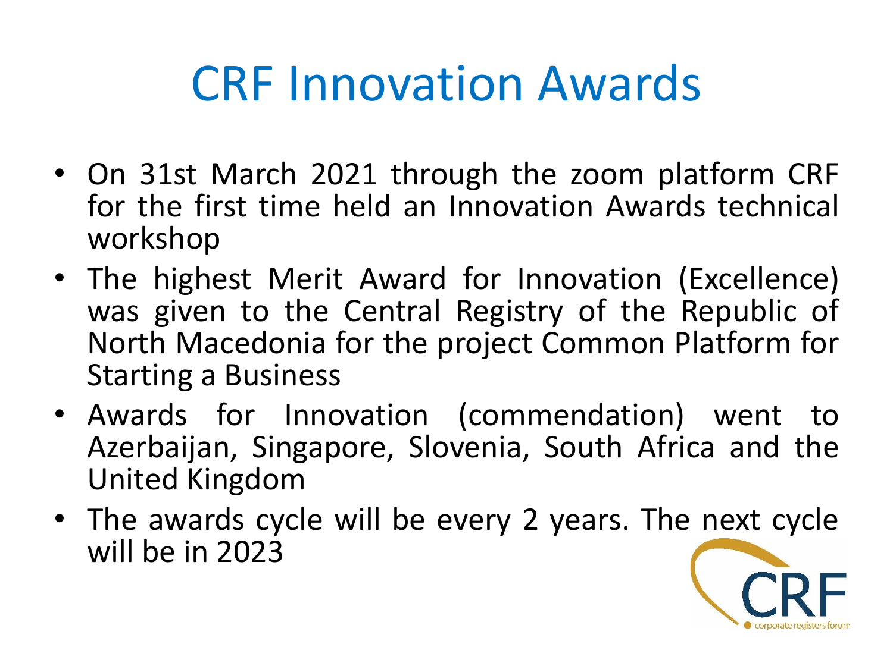# CRF Innovation Awards

- On 31st March 2021 through the zoom platform CRF for the first time held an Innovation Awards technical workshop
- The highest Merit Award for Innovation (Excellence) was given to the Central Registry of the Republic of North Macedonia for the project Common Platform for Starting a Business
- Awards for Innovation (commendation) went to Azerbaijan, Singapore, Slovenia, South Africa and the United Kingdom
- The awards cycle will be every 2 years. The next cycle will be in 2023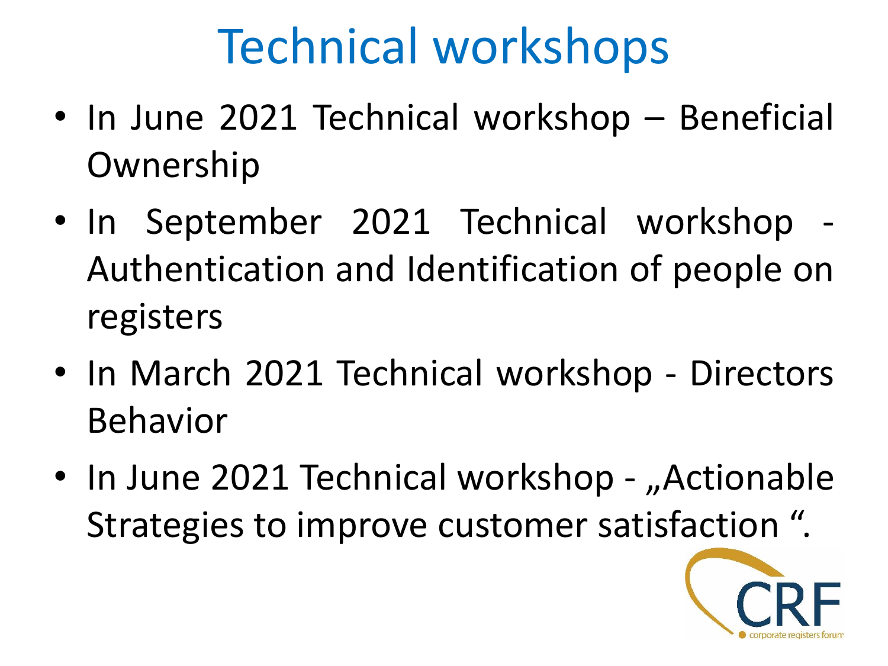# Technical workshops

- In June 2021 Technical workshop – Beneficial Ownership
- In September 2021 Technical workshop - Authentication and Identification of people on registers
- In March 2021 Technical workshop - Directors Behavior
- In June 2021 Technical workshop - „Actionable Strategies to improve customer satisfaction “.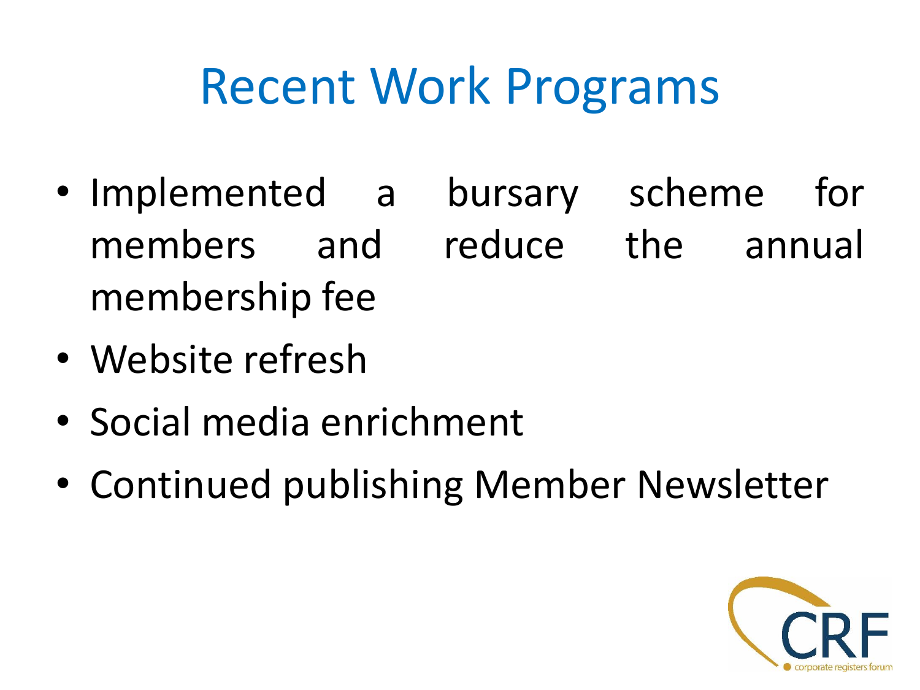# Recent Work Programs

- Implemented a bursary scheme for members and reduce the annual membership fee
- Website refresh
- Social media enrichment
- Continued publishing Member Newsletter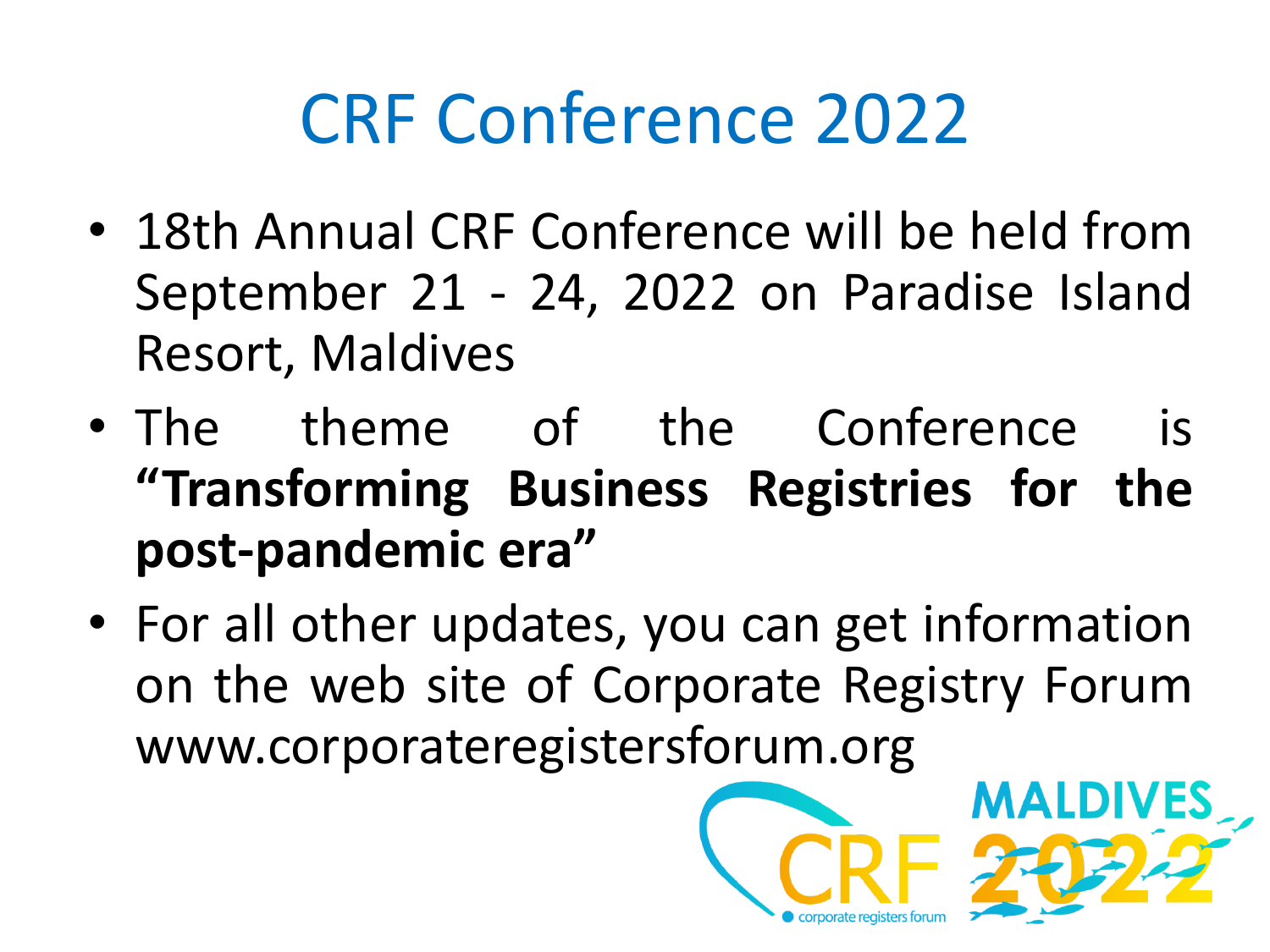# CRF Conference 2022

- 18th Annual CRF Conference will be held from September 21 - 24, 2022 on Paradise Island Resort, Maldives
- The theme of the Conference is **"Transforming Business Registries for the post-pandemic era"**
- For all other updates, you can get information on the web site of Corporate Registry Forum www.corporateregistersforum.org